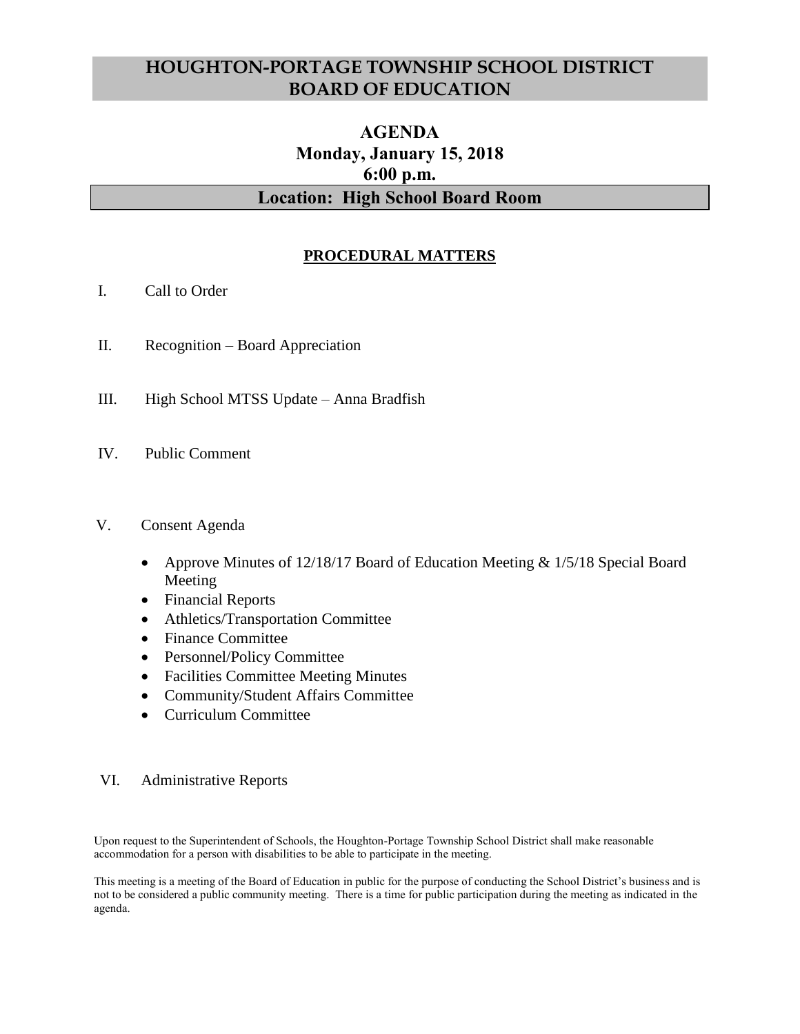# HOUGHTON-PORTAGE TOWNSHIP SCHOOL DISTRICT BOARD OF EDUCATION

## AGENDA
## Monday, January 15, 2018
## 6:00 p.m.
## Location: High School Board Room

### PROCEDURAL MATTERS

I. Call to Order

II. Recognition – Board Appreciation

III. High School MTSS Update – Anna Bradfish

IV. Public Comment

V. Consent Agenda

- Approve Minutes of 12/18/17 Board of Education Meeting & 1/5/18 Special Board Meeting
- Financial Reports
- Athletics/Transportation Committee
- Finance Committee
- Personnel/Policy Committee
- Facilities Committee Meeting Minutes
- Community/Student Affairs Committee
- Curriculum Committee

VI. Administrative Reports

Upon request to the Superintendent of Schools, the Houghton-Portage Township School District shall make reasonable accommodation for a person with disabilities to be able to participate in the meeting.

This meeting is a meeting of the Board of Education in public for the purpose of conducting the School District's business and is not to be considered a public community meeting. There is a time for public participation during the meeting as indicated in the agenda.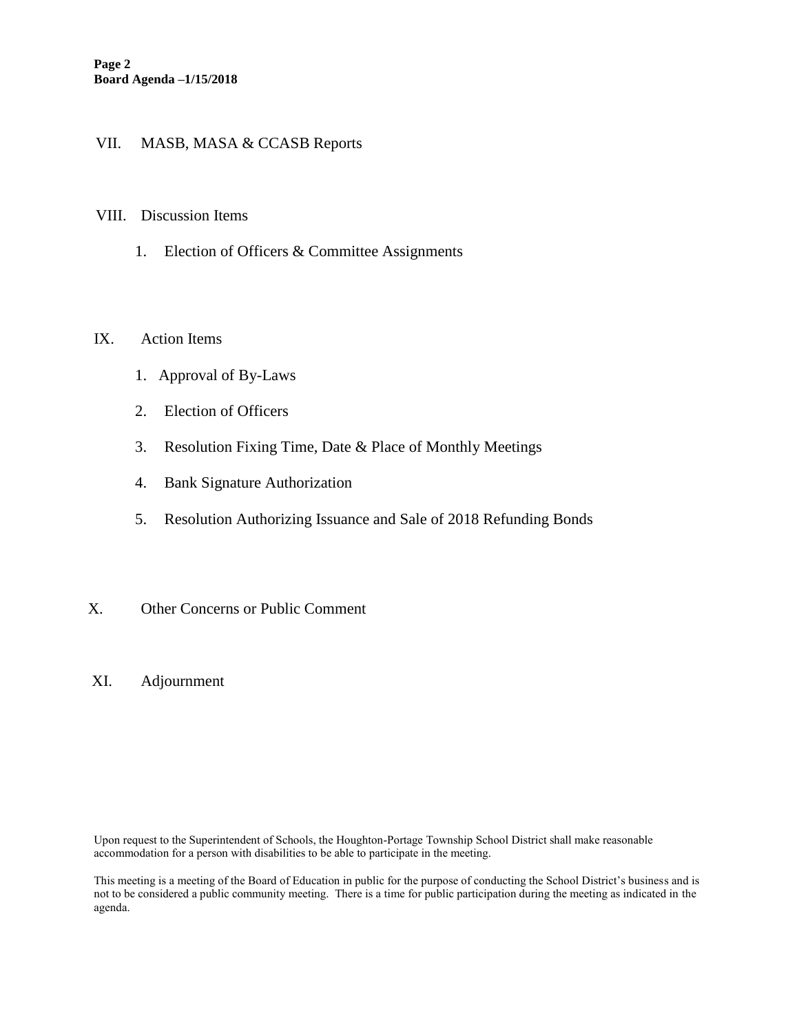VII. MASB, MASA & CCASB Reports

VIII. Discussion Items

1. Election of Officers & Committee Assignments

IX. Action Items

1. Approval of By-Laws
2. Election of Officers
3. Resolution Fixing Time, Date & Place of Monthly Meetings
4. Bank Signature Authorization
5. Resolution Authorizing Issuance and Sale of 2018 Refunding Bonds

X. Other Concerns or Public Comment

XI. Adjournment

Upon request to the Superintendent of Schools, the Houghton-Portage Township School District shall make reasonable accommodation for a person with disabilities to be able to participate in the meeting.

This meeting is a meeting of the Board of Education in public for the purpose of conducting the School District's business and is not to be considered a public community meeting. There is a time for public participation during the meeting as indicated in the agenda.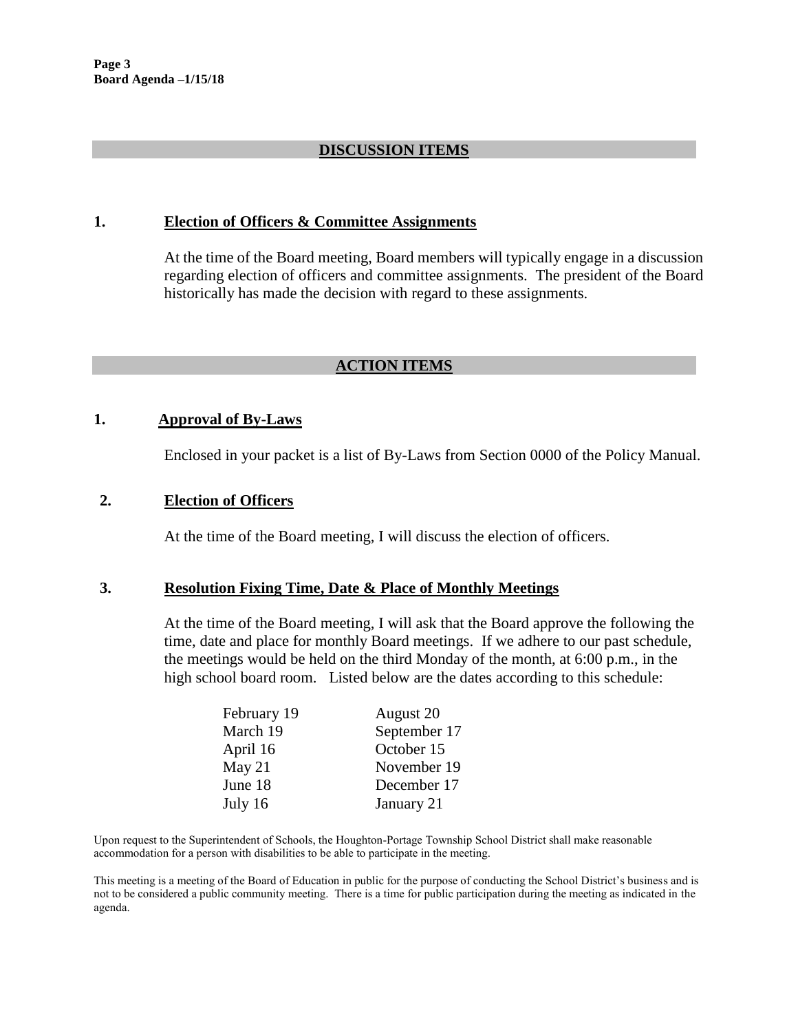## DISCUSSION ITEMS

### 1. Election of Officers & Committee Assignments

At the time of the Board meeting, Board members will typically engage in a discussion regarding election of officers and committee assignments. The president of the Board historically has made the decision with regard to these assignments.

## ACTION ITEMS

### 1. Approval of By-Laws

Enclosed in your packet is a list of By-Laws from Section 0000 of the Policy Manual.

### 2. Election of Officers

At the time of the Board meeting, I will discuss the election of officers.

### 3. Resolution Fixing Time, Date & Place of Monthly Meetings

At the time of the Board meeting, I will ask that the Board approve the following the time, date and place for monthly Board meetings. If we adhere to our past schedule, the meetings would be held on the third Monday of the month, at 6:00 p.m., in the high school board room. Listed below are the dates according to this schedule:

| | |
|---|---|
| February 19 | August 20 |
| March 19 | September 17 |
| April 16 | October 15 |
| May 21 | November 19 |
| June 18 | December 17 |
| July 16 | January 21 |

Upon request to the Superintendent of Schools, the Houghton-Portage Township School District shall make reasonable accommodation for a person with disabilities to be able to participate in the meeting.

This meeting is a meeting of the Board of Education in public for the purpose of conducting the School District's business and is not to be considered a public community meeting. There is a time for public participation during the meeting as indicated in the agenda.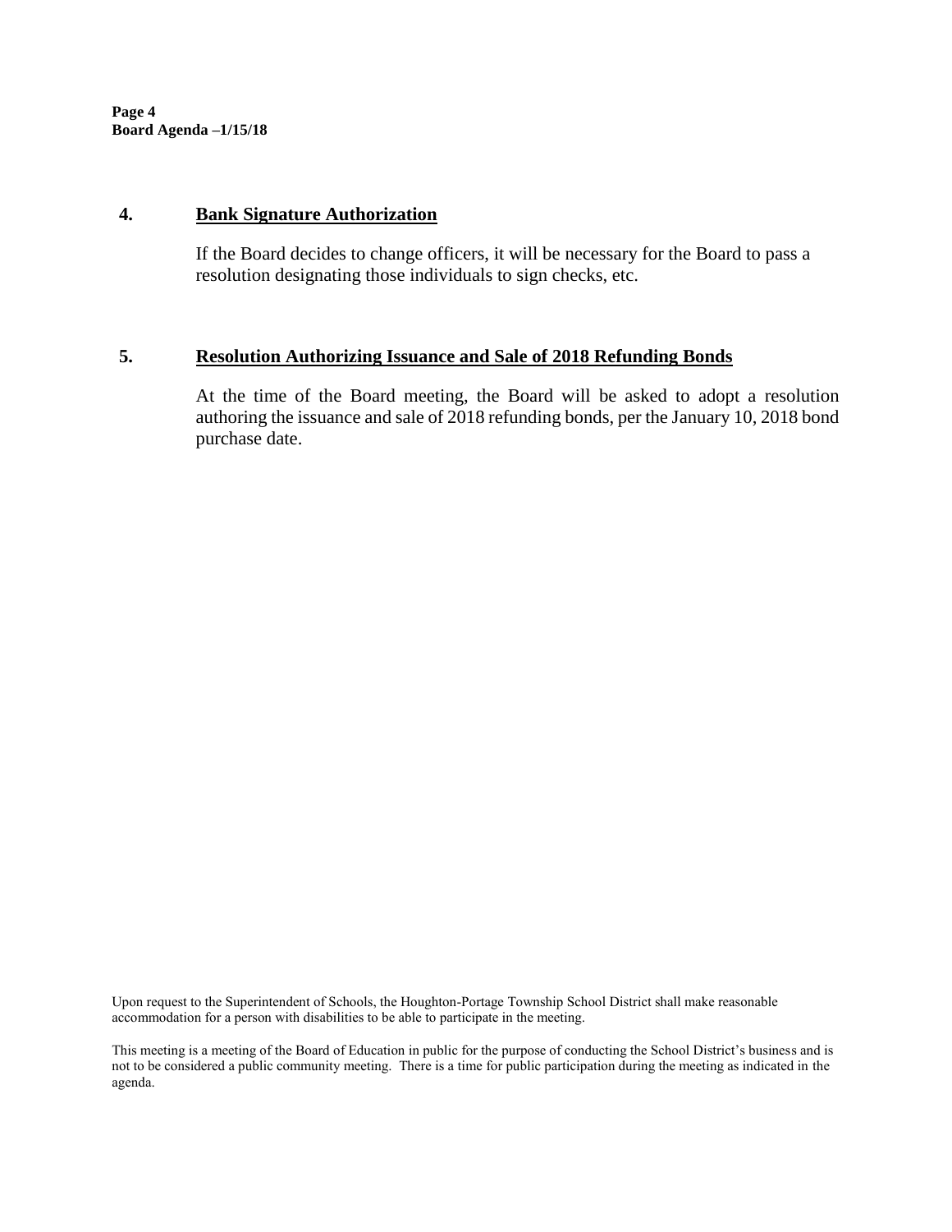## 4. Bank Signature Authorization

If the Board decides to change officers, it will be necessary for the Board to pass a resolution designating those individuals to sign checks, etc.

## 5. Resolution Authorizing Issuance and Sale of 2018 Refunding Bonds

At the time of the Board meeting, the Board will be asked to adopt a resolution authoring the issuance and sale of 2018 refunding bonds, per the January 10, 2018 bond purchase date.

Upon request to the Superintendent of Schools, the Houghton-Portage Township School District shall make reasonable accommodation for a person with disabilities to be able to participate in the meeting.

This meeting is a meeting of the Board of Education in public for the purpose of conducting the School District's business and is not to be considered a public community meeting. There is a time for public participation during the meeting as indicated in the agenda.